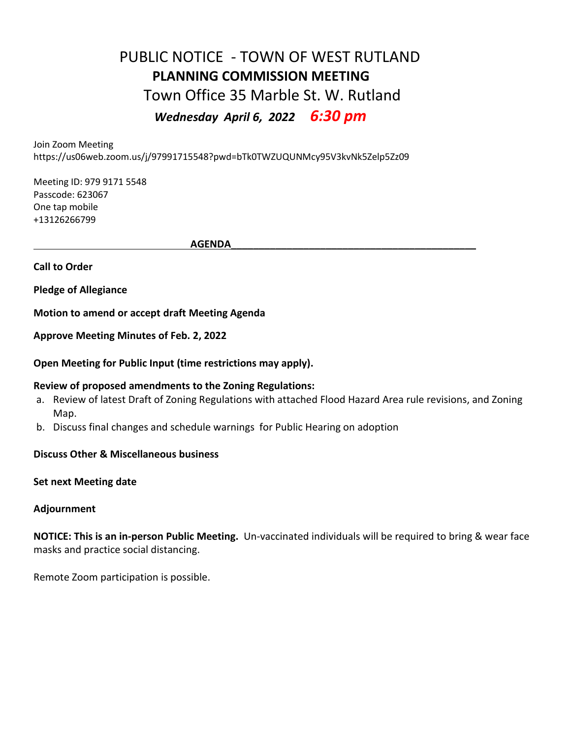# PUBLIC NOTICE - TOWN OF WEST RUTLAND

## PLANNING COMMISSION MEETING

### Town Office 35 Marble St. W. Rutland

***Wednesday April 6, 2022 6:30 pm***

Join Zoom Meeting
https://us06web.zoom.us/j/97991715548?pwd=bTk0TWZUQUNMcy95V3kvNk5Zelp5Zz09

Meeting ID: 979 9171 5548
Passcode: 623067
One tap mobile
+13126266799

**AGENDA**

**Call to Order**

**Pledge of Allegiance**

**Motion to amend or accept draft Meeting Agenda**

**Approve Meeting Minutes of Feb. 2, 2022**

**Open Meeting for Public Input (time restrictions may apply).**

**Review of proposed amendments to the Zoning Regulations:**

a. Review of latest Draft of Zoning Regulations with attached Flood Hazard Area rule revisions, and Zoning Map.
b. Discuss final changes and schedule warnings for Public Hearing on adoption

**Discuss Other & Miscellaneous business**

**Set next Meeting date**

**Adjournment**

**NOTICE: This is an in-person Public Meeting.** Un-vaccinated individuals will be required to bring & wear face masks and practice social distancing.

Remote Zoom participation is possible.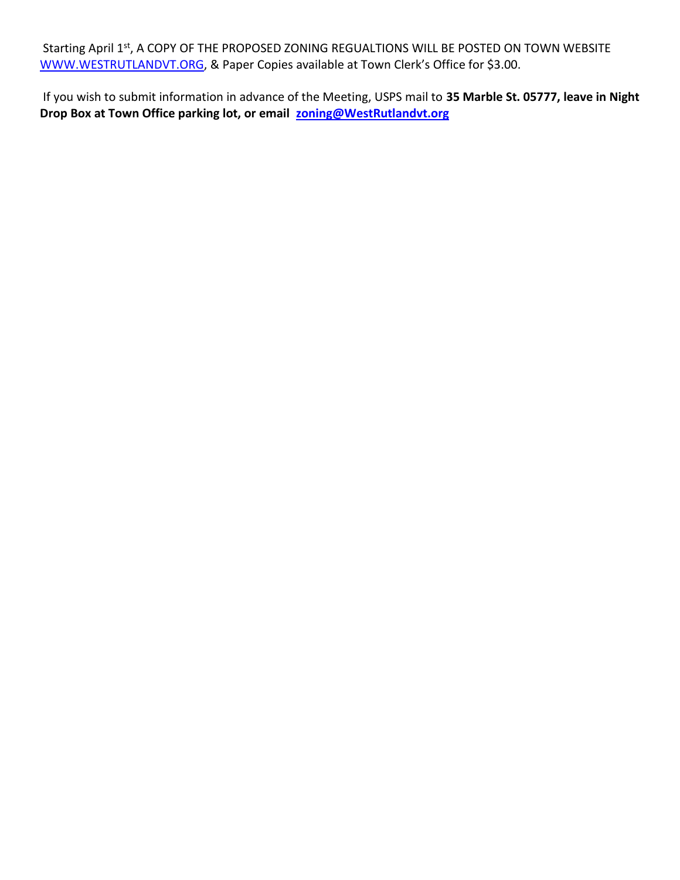Starting April 1st, A COPY OF THE PROPOSED ZONING REGUALTIONS WILL BE POSTED ON TOWN WEBSITE WWW.WESTRUTLANDVT.ORG, & Paper Copies available at Town Clerk's Office for $3.00.

If you wish to submit information in advance of the Meeting, USPS mail to **35 Marble St. 05777, leave in Night Drop Box at Town Office parking lot, or email zoning@WestRutlandvt.org**